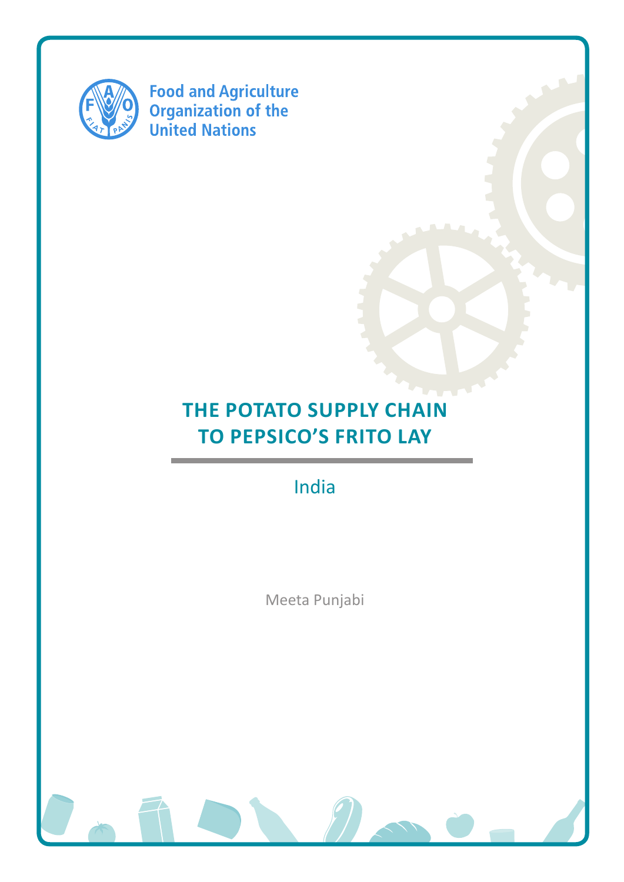Food and Agriculture Organization of the United Nations

# THE POTATO SUPPLY CHAIN TO PEPSICO'S FRITO LAY

India

Meeta Punjabi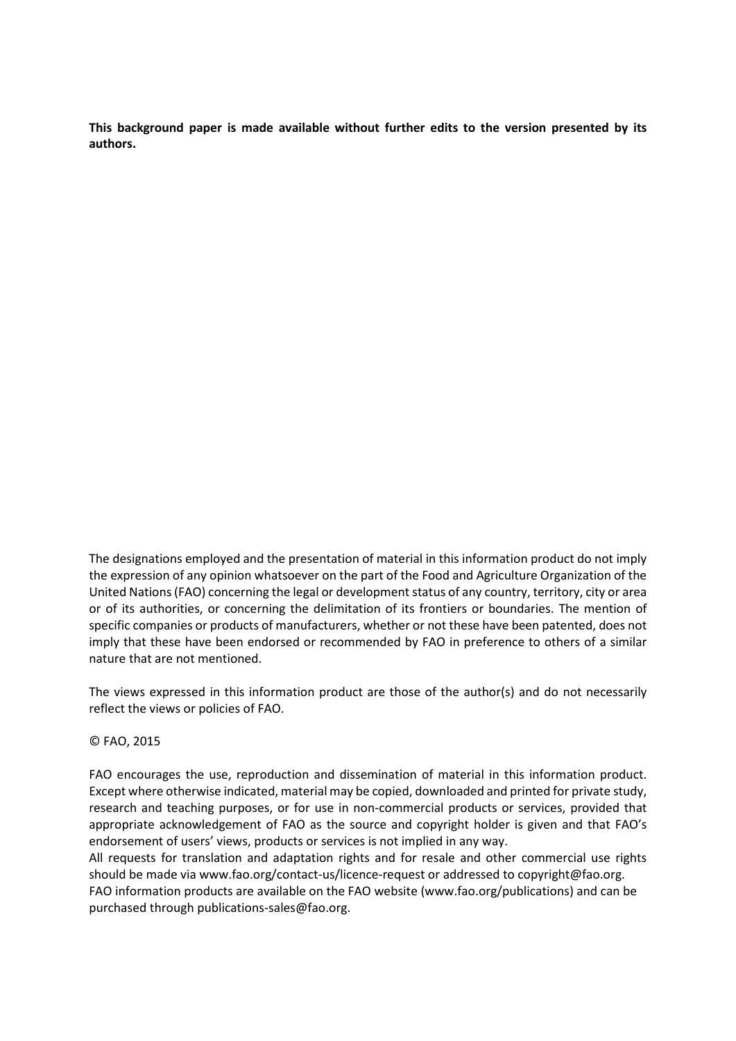**This background paper is made available without further edits to the version presented by its authors.**

The designations employed and the presentation of material in this information product do not imply the expression of any opinion whatsoever on the part of the Food and Agriculture Organization of the United Nations (FAO) concerning the legal or development status of any country, territory, city or area or of its authorities, or concerning the delimitation of its frontiers or boundaries. The mention of specific companies or products of manufacturers, whether or not these have been patented, does not imply that these have been endorsed or recommended by FAO in preference to others of a similar nature that are not mentioned.

The views expressed in this information product are those of the author(s) and do not necessarily reflect the views or policies of FAO.

© FAO, 2015

FAO encourages the use, reproduction and dissemination of material in this information product. Except where otherwise indicated, material may be copied, downloaded and printed for private study, research and teaching purposes, or for use in non-commercial products or services, provided that appropriate acknowledgement of FAO as the source and copyright holder is given and that FAO's endorsement of users' views, products or services is not implied in any way.
All requests for translation and adaptation rights and for resale and other commercial use rights should be made via www.fao.org/contact-us/licence-request or addressed to copyright@fao.org.
FAO information products are available on the FAO website (www.fao.org/publications) and can be purchased through publications-sales@fao.org.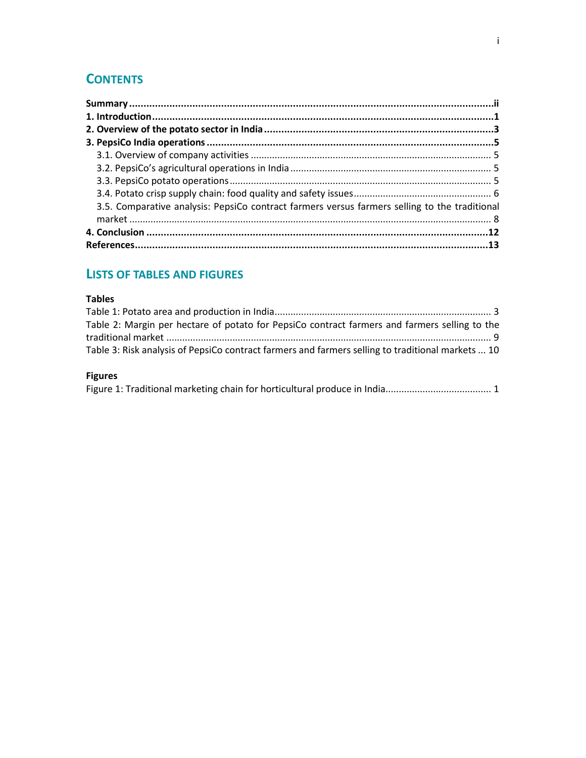## CONTENTS

**Summary** ........................................................................................................................... **ii**
**1. Introduction** ...................................................................................................................... **1**
**2. Overview of the potato sector in India** ............................................................................. **3**
**3. PepsiCo India operations** ................................................................................................. **5**
3.1. Overview of company activities ......................................................................................... 5
3.2. PepsiCo's agricultural operations in India ......................................................................... 5
3.3. PepsiCo potato operations ................................................................................................. 5
3.4. Potato crisp supply chain: food quality and safety issues .................................................. 6
3.5. Comparative analysis: PepsiCo contract farmers versus farmers selling to the traditional market ....................................................................................................................................... 8
**4. Conclusion** ....................................................................................................................... **12**
**References** ........................................................................................................................... **13**

## LISTS OF TABLES AND FIGURES

**Tables**

Table 1: Potato area and production in India ............................................................................. 3
Table 2: Margin per hectare of potato for PepsiCo contract farmers and farmers selling to the traditional market ...................................................................................................................... 9
Table 3: Risk analysis of PepsiCo contract farmers and farmers selling to traditional markets ... 10

**Figures**

Figure 1: Traditional marketing chain for horticultural produce in India ...................................... 1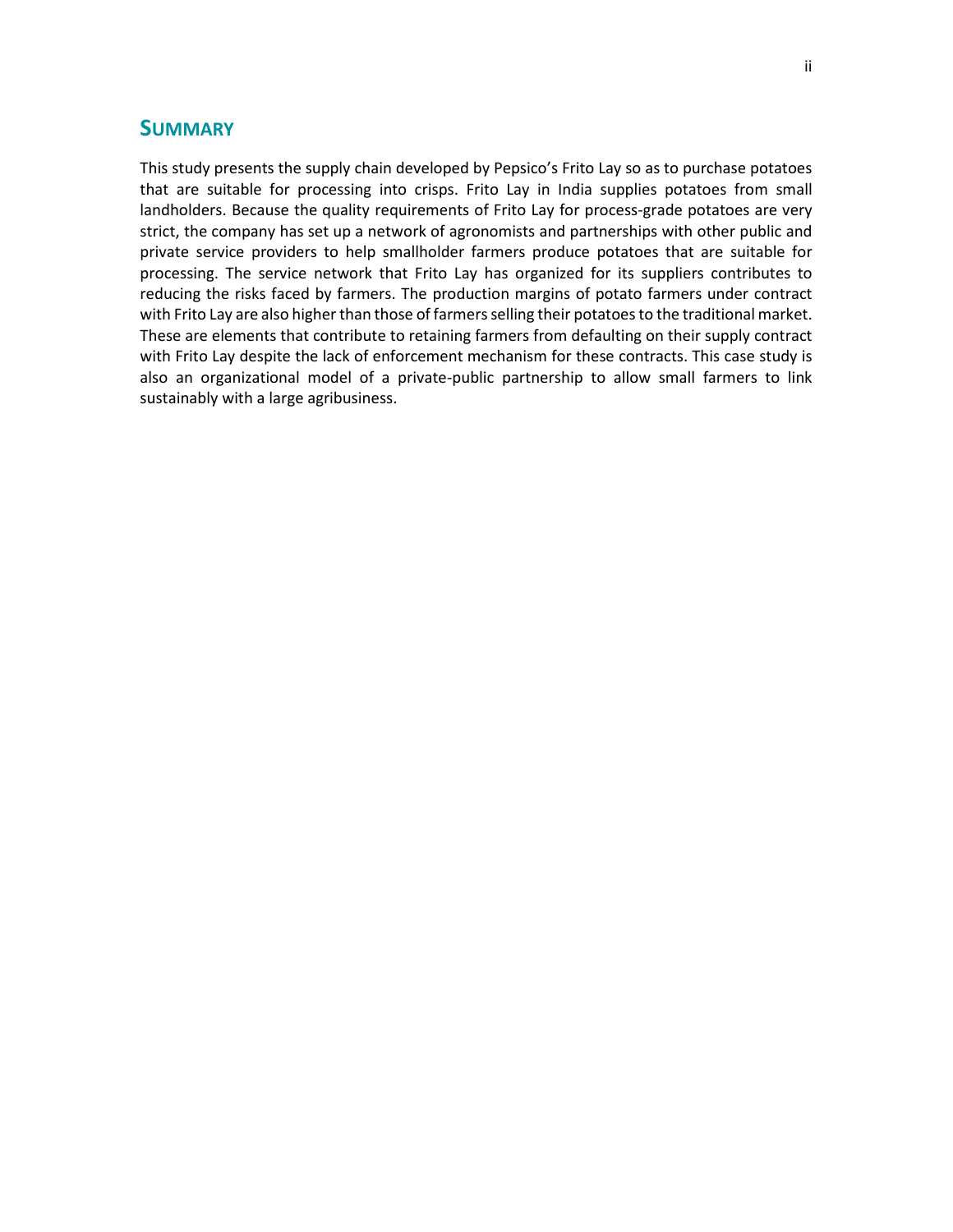## SUMMARY

This study presents the supply chain developed by Pepsico's Frito Lay so as to purchase potatoes that are suitable for processing into crisps. Frito Lay in India supplies potatoes from small landholders. Because the quality requirements of Frito Lay for process-grade potatoes are very strict, the company has set up a network of agronomists and partnerships with other public and private service providers to help smallholder farmers produce potatoes that are suitable for processing. The service network that Frito Lay has organized for its suppliers contributes to reducing the risks faced by farmers. The production margins of potato farmers under contract with Frito Lay are also higher than those of farmers selling their potatoes to the traditional market. These are elements that contribute to retaining farmers from defaulting on their supply contract with Frito Lay despite the lack of enforcement mechanism for these contracts. This case study is also an organizational model of a private-public partnership to allow small farmers to link sustainably with a large agribusiness.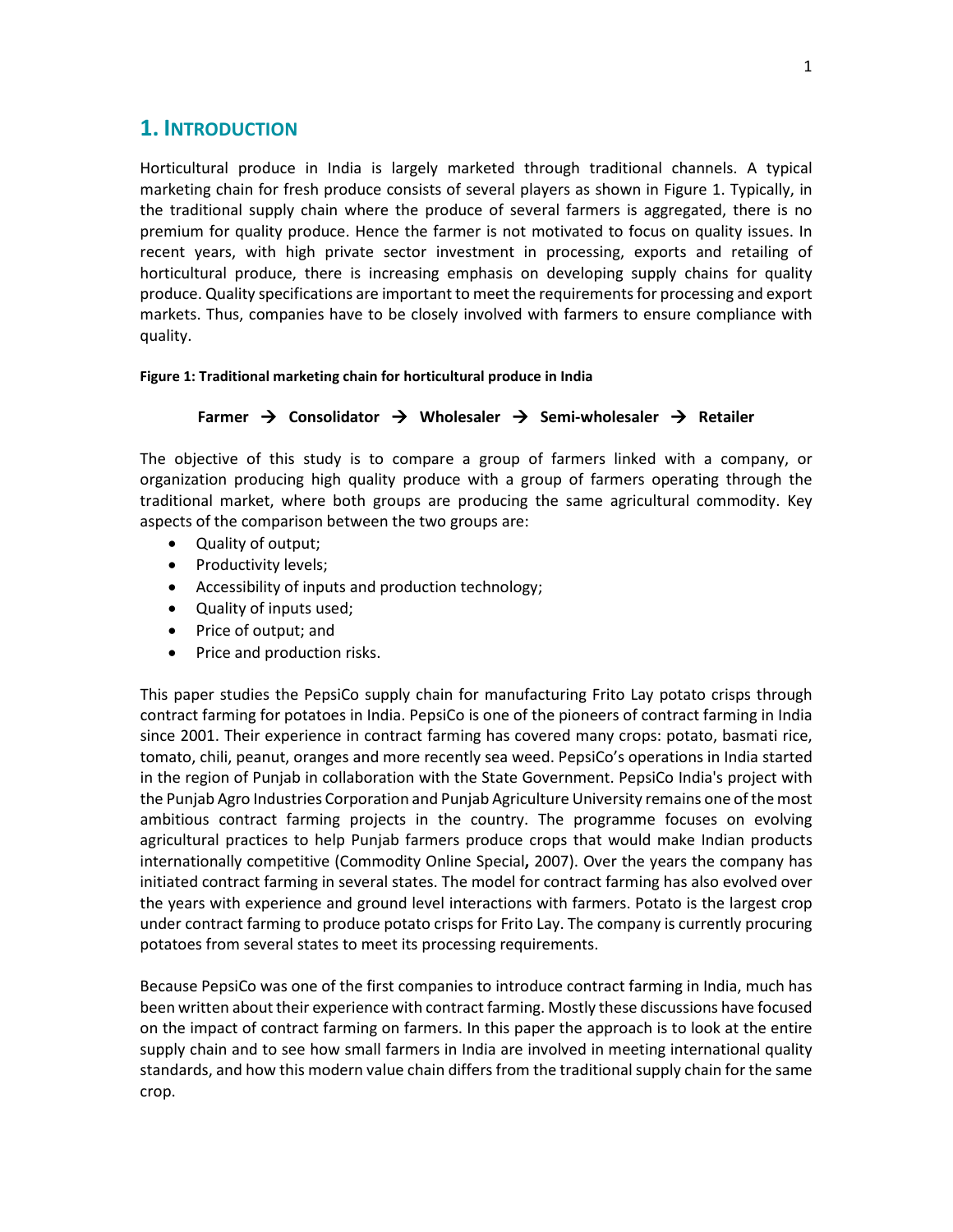# 1. Introduction

Horticultural produce in India is largely marketed through traditional channels. A typical marketing chain for fresh produce consists of several players as shown in Figure 1. Typically, in the traditional supply chain where the produce of several farmers is aggregated, there is no premium for quality produce. Hence the farmer is not motivated to focus on quality issues. In recent years, with high private sector investment in processing, exports and retailing of horticultural produce, there is increasing emphasis on developing supply chains for quality produce. Quality specifications are important to meet the requirements for processing and export markets. Thus, companies have to be closely involved with farmers to ensure compliance with quality.

**Figure 1: Traditional marketing chain for horticultural produce in India**

**Farmer → Consolidator → Wholesaler → Semi-wholesaler → Retailer**

The objective of this study is to compare a group of farmers linked with a company, or organization producing high quality produce with a group of farmers operating through the traditional market, where both groups are producing the same agricultural commodity. Key aspects of the comparison between the two groups are:

- Quality of output;
- Productivity levels;
- Accessibility of inputs and production technology;
- Quality of inputs used;
- Price of output; and
- Price and production risks.

This paper studies the PepsiCo supply chain for manufacturing Frito Lay potato crisps through contract farming for potatoes in India. PepsiCo is one of the pioneers of contract farming in India since 2001. Their experience in contract farming has covered many crops: potato, basmati rice, tomato, chili, peanut, oranges and more recently sea weed. PepsiCo's operations in India started in the region of Punjab in collaboration with the State Government. PepsiCo India's project with the Punjab Agro Industries Corporation and Punjab Agriculture University remains one of the most ambitious contract farming projects in the country. The programme focuses on evolving agricultural practices to help Punjab farmers produce crops that would make Indian products internationally competitive (Commodity Online Special**,** 2007). Over the years the company has initiated contract farming in several states. The model for contract farming has also evolved over the years with experience and ground level interactions with farmers. Potato is the largest crop under contract farming to produce potato crisps for Frito Lay. The company is currently procuring potatoes from several states to meet its processing requirements.

Because PepsiCo was one of the first companies to introduce contract farming in India, much has been written about their experience with contract farming. Mostly these discussions have focused on the impact of contract farming on farmers. In this paper the approach is to look at the entire supply chain and to see how small farmers in India are involved in meeting international quality standards, and how this modern value chain differs from the traditional supply chain for the same crop.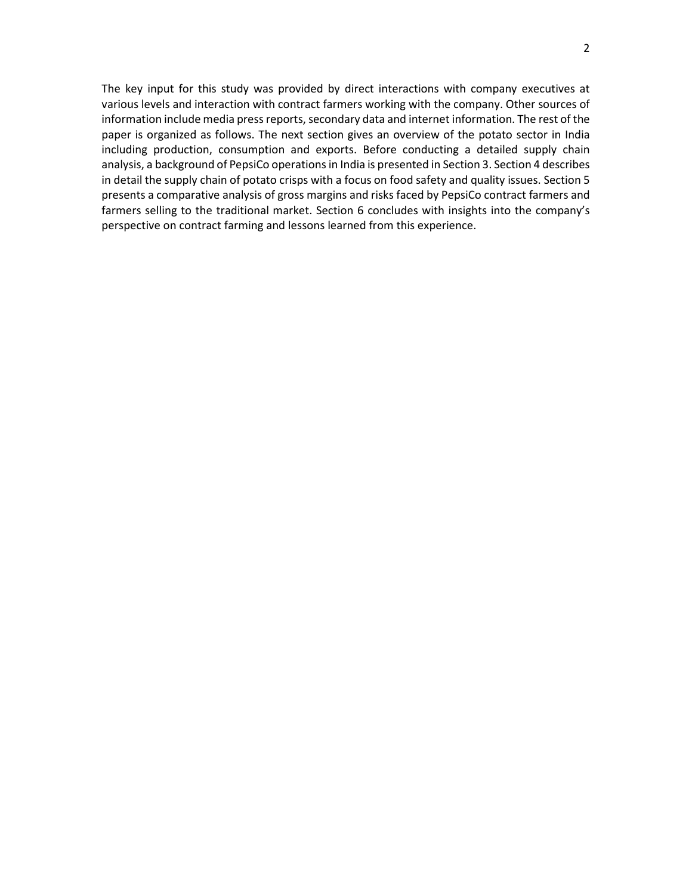The key input for this study was provided by direct interactions with company executives at various levels and interaction with contract farmers working with the company. Other sources of information include media press reports, secondary data and internet information. The rest of the paper is organized as follows. The next section gives an overview of the potato sector in India including production, consumption and exports. Before conducting a detailed supply chain analysis, a background of PepsiCo operations in India is presented in Section 3. Section 4 describes in detail the supply chain of potato crisps with a focus on food safety and quality issues. Section 5 presents a comparative analysis of gross margins and risks faced by PepsiCo contract farmers and farmers selling to the traditional market. Section 6 concludes with insights into the company's perspective on contract farming and lessons learned from this experience.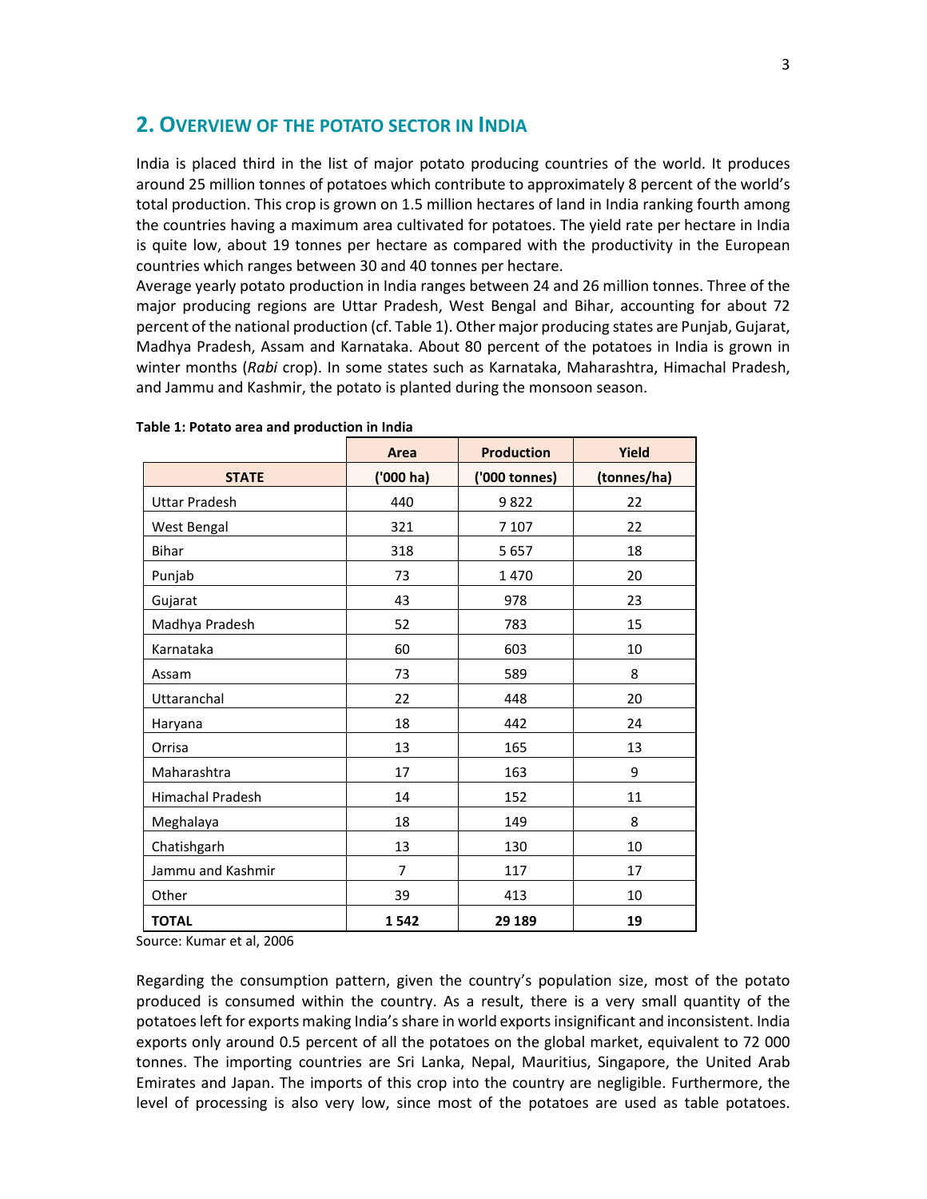## 2. Overview of the potato sector in India

India is placed third in the list of major potato producing countries of the world. It produces around 25 million tonnes of potatoes which contribute to approximately 8 percent of the world's total production. This crop is grown on 1.5 million hectares of land in India ranking fourth among the countries having a maximum area cultivated for potatoes. The yield rate per hectare in India is quite low, about 19 tonnes per hectare as compared with the productivity in the European countries which ranges between 30 and 40 tonnes per hectare.

Average yearly potato production in India ranges between 24 and 26 million tonnes. Three of the major producing regions are Uttar Pradesh, West Bengal and Bihar, accounting for about 72 percent of the national production (cf. Table 1). Other major producing states are Punjab, Gujarat, Madhya Pradesh, Assam and Karnataka. About 80 percent of the potatoes in India is grown in winter months (*Rabi* crop). In some states such as Karnataka, Maharashtra, Himachal Pradesh, and Jammu and Kashmir, the potato is planted during the monsoon season.

**Table 1: Potato area and production in India**

| STATE | Area ('000 ha) | Production ('000 tonnes) | Yield (tonnes/ha) |
|---|---|---|---|
| Uttar Pradesh | 440 | 9 822 | 22 |
| West Bengal | 321 | 7 107 | 22 |
| Bihar | 318 | 5 657 | 18 |
| Punjab | 73 | 1 470 | 20 |
| Gujarat | 43 | 978 | 23 |
| Madhya Pradesh | 52 | 783 | 15 |
| Karnataka | 60 | 603 | 10 |
| Assam | 73 | 589 | 8 |
| Uttaranchal | 22 | 448 | 20 |
| Haryana | 18 | 442 | 24 |
| Orrisa | 13 | 165 | 13 |
| Maharashtra | 17 | 163 | 9 |
| Himachal Pradesh | 14 | 152 | 11 |
| Meghalaya | 18 | 149 | 8 |
| Chatishgarh | 13 | 130 | 10 |
| Jammu and Kashmir | 7 | 117 | 17 |
| Other | 39 | 413 | 10 |
| **TOTAL** | **1 542** | **29 189** | **19** |

Source: Kumar et al, 2006

Regarding the consumption pattern, given the country's population size, most of the potato produced is consumed within the country. As a result, there is a very small quantity of the potatoes left for exports making India's share in world exports insignificant and inconsistent. India exports only around 0.5 percent of all the potatoes on the global market, equivalent to 72 000 tonnes. The importing countries are Sri Lanka, Nepal, Mauritius, Singapore, the United Arab Emirates and Japan. The imports of this crop into the country are negligible. Furthermore, the level of processing is also very low, since most of the potatoes are used as table potatoes.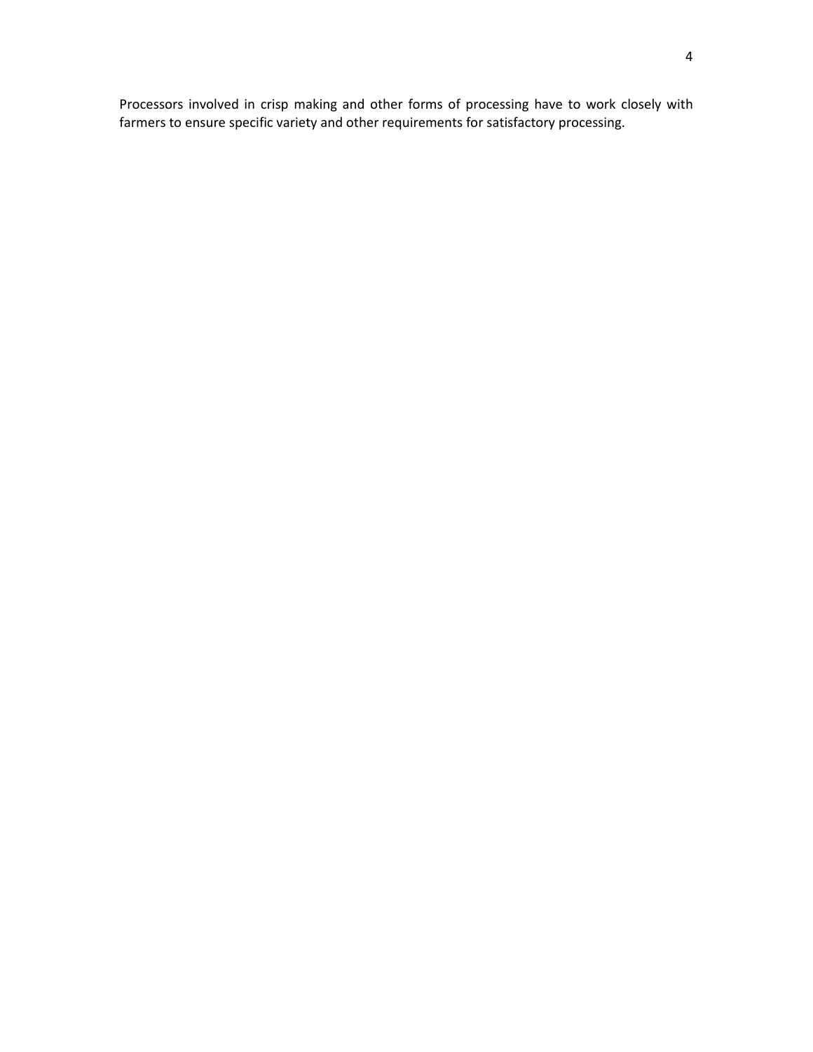Processors involved in crisp making and other forms of processing have to work closely with farmers to ensure specific variety and other requirements for satisfactory processing.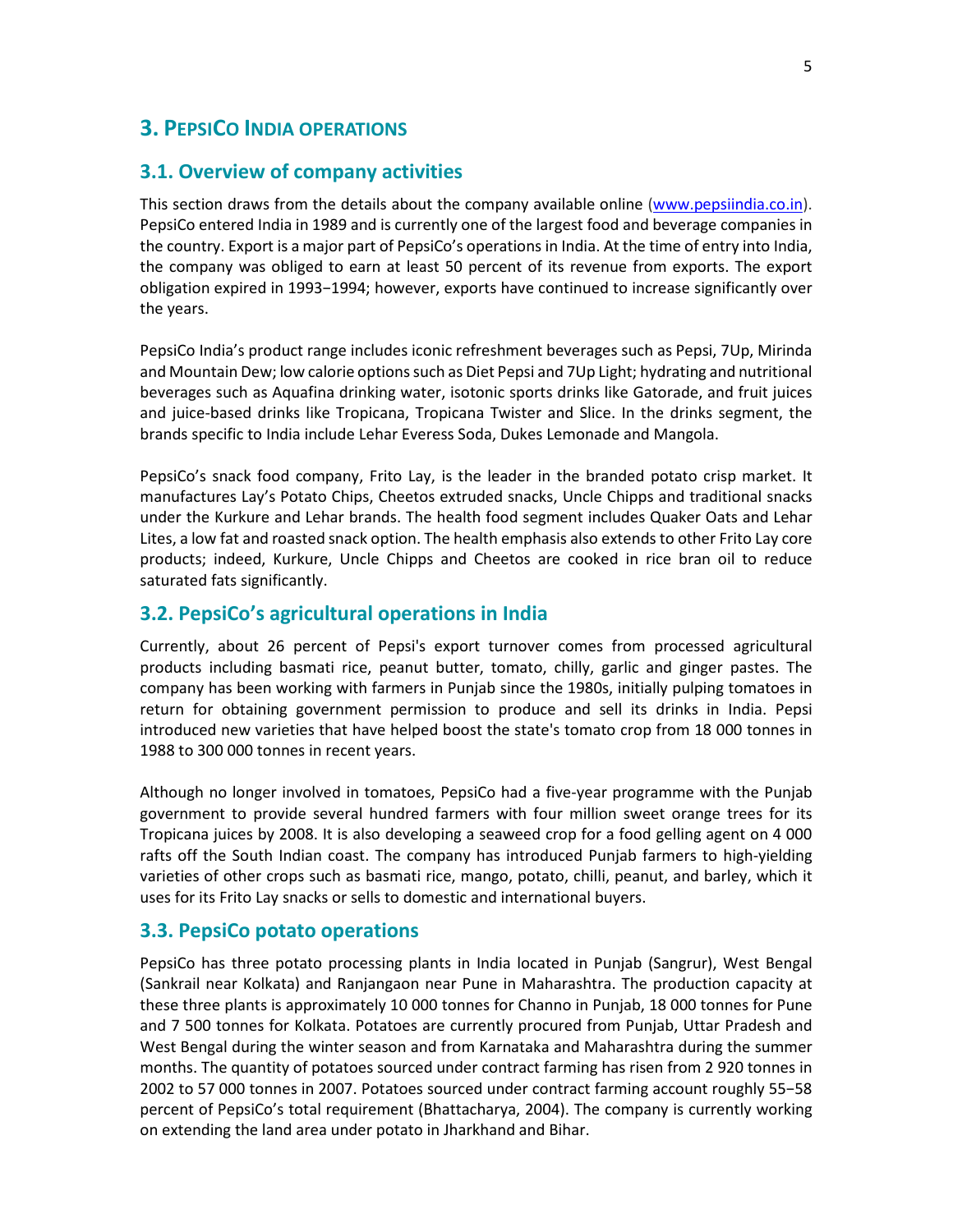# 3. PEPSICO INDIA OPERATIONS

## 3.1. Overview of company activities

This section draws from the details about the company available online (www.pepsiindia.co.in). PepsiCo entered India in 1989 and is currently one of the largest food and beverage companies in the country. Export is a major part of PepsiCo's operations in India. At the time of entry into India, the company was obliged to earn at least 50 percent of its revenue from exports. The export obligation expired in 1993−1994; however, exports have continued to increase significantly over the years.

PepsiCo India's product range includes iconic refreshment beverages such as Pepsi, 7Up, Mirinda and Mountain Dew; low calorie options such as Diet Pepsi and 7Up Light; hydrating and nutritional beverages such as Aquafina drinking water, isotonic sports drinks like Gatorade, and fruit juices and juice-based drinks like Tropicana, Tropicana Twister and Slice. In the drinks segment, the brands specific to India include Lehar Everess Soda, Dukes Lemonade and Mangola.

PepsiCo's snack food company, Frito Lay, is the leader in the branded potato crisp market. It manufactures Lay's Potato Chips, Cheetos extruded snacks, Uncle Chipps and traditional snacks under the Kurkure and Lehar brands. The health food segment includes Quaker Oats and Lehar Lites, a low fat and roasted snack option. The health emphasis also extends to other Frito Lay core products; indeed, Kurkure, Uncle Chipps and Cheetos are cooked in rice bran oil to reduce saturated fats significantly.

## 3.2. PepsiCo's agricultural operations in India

Currently, about 26 percent of Pepsi's export turnover comes from processed agricultural products including basmati rice, peanut butter, tomato, chilly, garlic and ginger pastes. The company has been working with farmers in Punjab since the 1980s, initially pulping tomatoes in return for obtaining government permission to produce and sell its drinks in India. Pepsi introduced new varieties that have helped boost the state's tomato crop from 18 000 tonnes in 1988 to 300 000 tonnes in recent years.

Although no longer involved in tomatoes, PepsiCo had a five-year programme with the Punjab government to provide several hundred farmers with four million sweet orange trees for its Tropicana juices by 2008. It is also developing a seaweed crop for a food gelling agent on 4 000 rafts off the South Indian coast. The company has introduced Punjab farmers to high-yielding varieties of other crops such as basmati rice, mango, potato, chilli, peanut, and barley, which it uses for its Frito Lay snacks or sells to domestic and international buyers.

## 3.3. PepsiCo potato operations

PepsiCo has three potato processing plants in India located in Punjab (Sangrur), West Bengal (Sankrail near Kolkata) and Ranjangaon near Pune in Maharashtra. The production capacity at these three plants is approximately 10 000 tonnes for Channo in Punjab, 18 000 tonnes for Pune and 7 500 tonnes for Kolkata. Potatoes are currently procured from Punjab, Uttar Pradesh and West Bengal during the winter season and from Karnataka and Maharashtra during the summer months. The quantity of potatoes sourced under contract farming has risen from 2 920 tonnes in 2002 to 57 000 tonnes in 2007. Potatoes sourced under contract farming account roughly 55−58 percent of PepsiCo's total requirement (Bhattacharya, 2004). The company is currently working on extending the land area under potato in Jharkhand and Bihar.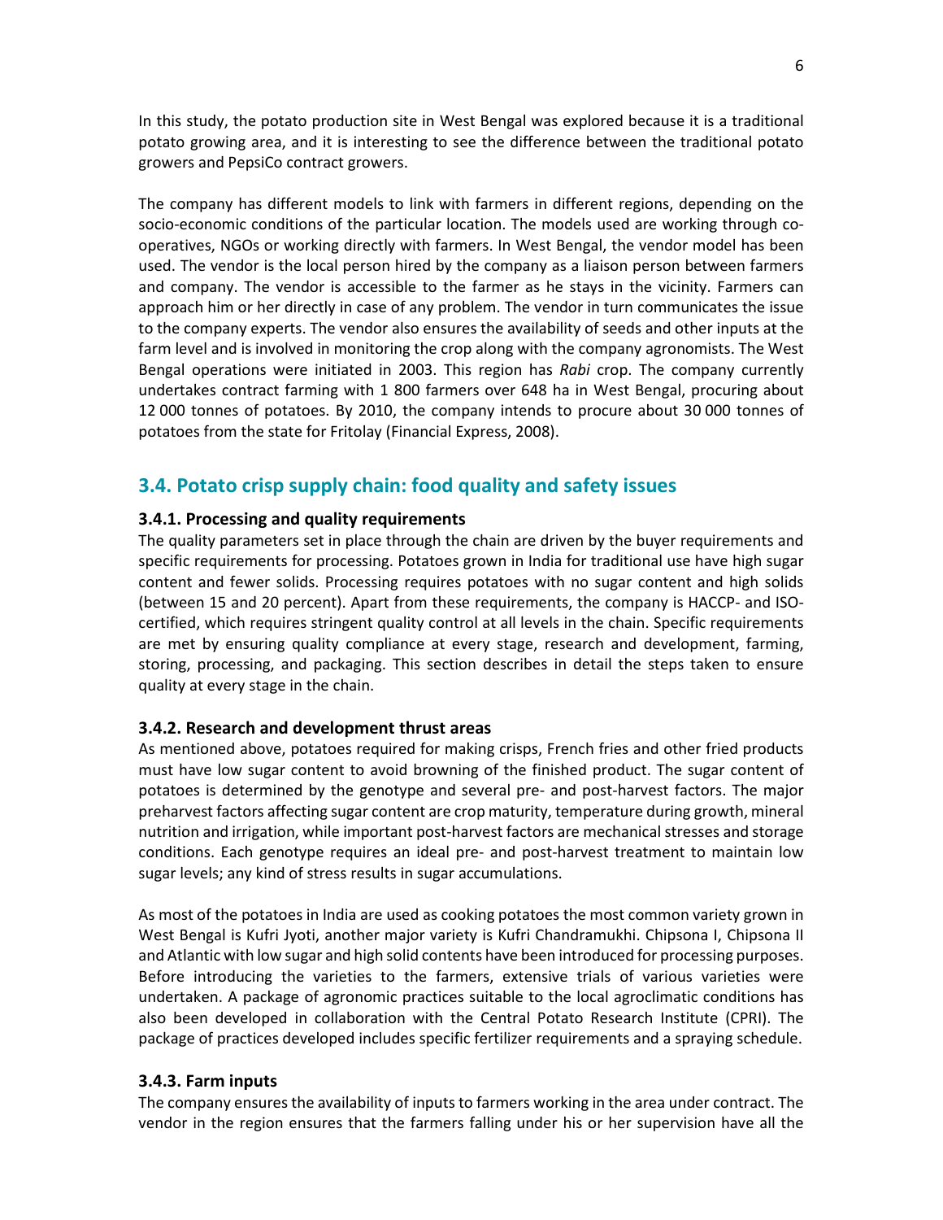In this study, the potato production site in West Bengal was explored because it is a traditional potato growing area, and it is interesting to see the difference between the traditional potato growers and PepsiCo contract growers.

The company has different models to link with farmers in different regions, depending on the socio-economic conditions of the particular location. The models used are working through co-operatives, NGOs or working directly with farmers. In West Bengal, the vendor model has been used. The vendor is the local person hired by the company as a liaison person between farmers and company. The vendor is accessible to the farmer as he stays in the vicinity. Farmers can approach him or her directly in case of any problem. The vendor in turn communicates the issue to the company experts. The vendor also ensures the availability of seeds and other inputs at the farm level and is involved in monitoring the crop along with the company agronomists. The West Bengal operations were initiated in 2003. This region has *Rabi* crop. The company currently undertakes contract farming with 1 800 farmers over 648 ha in West Bengal, procuring about 12 000 tonnes of potatoes. By 2010, the company intends to procure about 30 000 tonnes of potatoes from the state for Fritolay (Financial Express, 2008).

## 3.4. Potato crisp supply chain: food quality and safety issues

### 3.4.1. Processing and quality requirements

The quality parameters set in place through the chain are driven by the buyer requirements and specific requirements for processing. Potatoes grown in India for traditional use have high sugar content and fewer solids. Processing requires potatoes with no sugar content and high solids (between 15 and 20 percent). Apart from these requirements, the company is HACCP- and ISO-certified, which requires stringent quality control at all levels in the chain. Specific requirements are met by ensuring quality compliance at every stage, research and development, farming, storing, processing, and packaging. This section describes in detail the steps taken to ensure quality at every stage in the chain.

### 3.4.2. Research and development thrust areas

As mentioned above, potatoes required for making crisps, French fries and other fried products must have low sugar content to avoid browning of the finished product. The sugar content of potatoes is determined by the genotype and several pre- and post-harvest factors. The major preharvest factors affecting sugar content are crop maturity, temperature during growth, mineral nutrition and irrigation, while important post-harvest factors are mechanical stresses and storage conditions. Each genotype requires an ideal pre- and post-harvest treatment to maintain low sugar levels; any kind of stress results in sugar accumulations.

As most of the potatoes in India are used as cooking potatoes the most common variety grown in West Bengal is Kufri Jyoti, another major variety is Kufri Chandramukhi. Chipsona I, Chipsona II and Atlantic with low sugar and high solid contents have been introduced for processing purposes. Before introducing the varieties to the farmers, extensive trials of various varieties were undertaken. A package of agronomic practices suitable to the local agroclimatic conditions has also been developed in collaboration with the Central Potato Research Institute (CPRI). The package of practices developed includes specific fertilizer requirements and a spraying schedule.

### 3.4.3. Farm inputs

The company ensures the availability of inputs to farmers working in the area under contract. The vendor in the region ensures that the farmers falling under his or her supervision have all the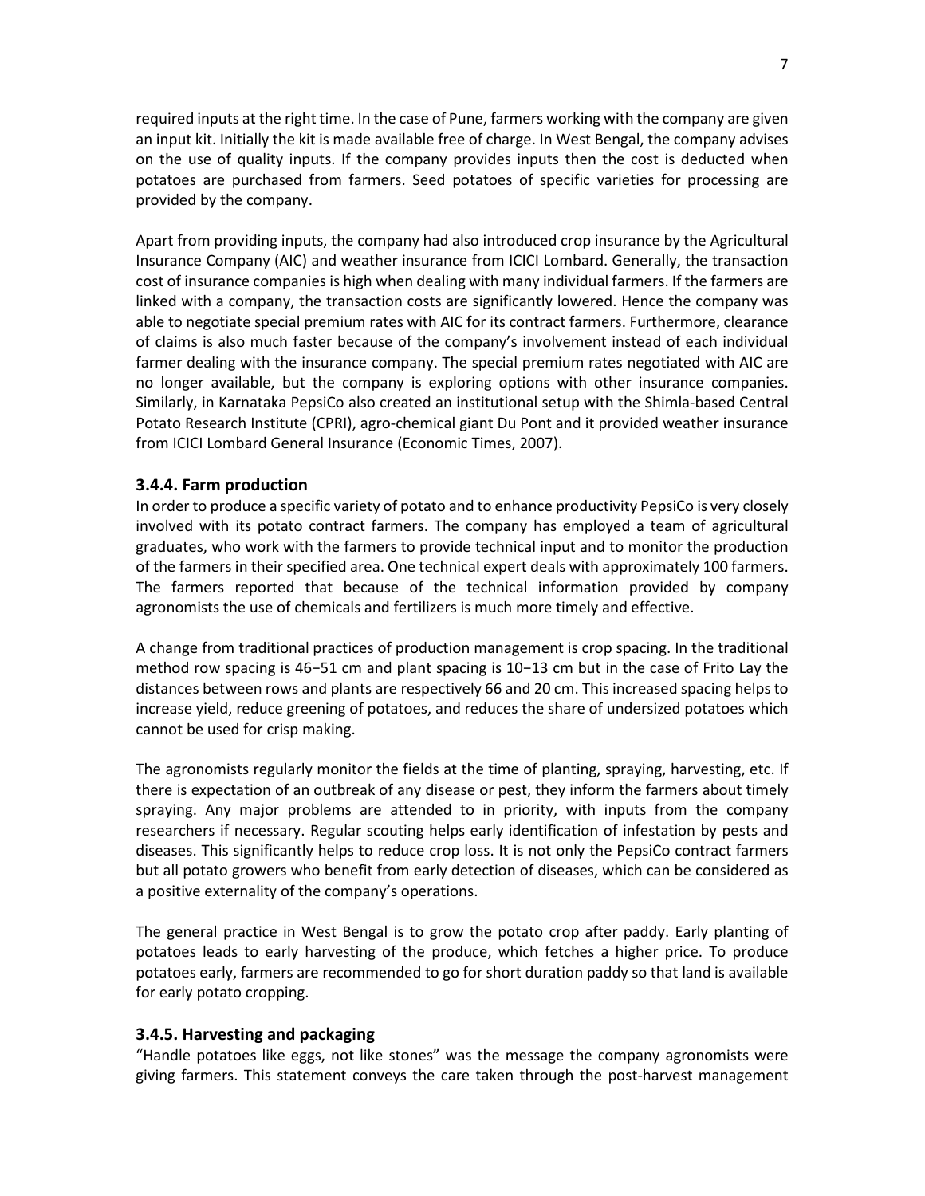required inputs at the right time. In the case of Pune, farmers working with the company are given an input kit. Initially the kit is made available free of charge. In West Bengal, the company advises on the use of quality inputs. If the company provides inputs then the cost is deducted when potatoes are purchased from farmers. Seed potatoes of specific varieties for processing are provided by the company.

Apart from providing inputs, the company had also introduced crop insurance by the Agricultural Insurance Company (AIC) and weather insurance from ICICI Lombard. Generally, the transaction cost of insurance companies is high when dealing with many individual farmers. If the farmers are linked with a company, the transaction costs are significantly lowered. Hence the company was able to negotiate special premium rates with AIC for its contract farmers. Furthermore, clearance of claims is also much faster because of the company's involvement instead of each individual farmer dealing with the insurance company. The special premium rates negotiated with AIC are no longer available, but the company is exploring options with other insurance companies. Similarly, in Karnataka PepsiCo also created an institutional setup with the Shimla-based Central Potato Research Institute (CPRI), agro-chemical giant Du Pont and it provided weather insurance from ICICI Lombard General Insurance (Economic Times, 2007).

### 3.4.4. Farm production

In order to produce a specific variety of potato and to enhance productivity PepsiCo is very closely involved with its potato contract farmers. The company has employed a team of agricultural graduates, who work with the farmers to provide technical input and to monitor the production of the farmers in their specified area. One technical expert deals with approximately 100 farmers. The farmers reported that because of the technical information provided by company agronomists the use of chemicals and fertilizers is much more timely and effective.

A change from traditional practices of production management is crop spacing. In the traditional method row spacing is 46−51 cm and plant spacing is 10−13 cm but in the case of Frito Lay the distances between rows and plants are respectively 66 and 20 cm. This increased spacing helps to increase yield, reduce greening of potatoes, and reduces the share of undersized potatoes which cannot be used for crisp making.

The agronomists regularly monitor the fields at the time of planting, spraying, harvesting, etc. If there is expectation of an outbreak of any disease or pest, they inform the farmers about timely spraying. Any major problems are attended to in priority, with inputs from the company researchers if necessary. Regular scouting helps early identification of infestation by pests and diseases. This significantly helps to reduce crop loss. It is not only the PepsiCo contract farmers but all potato growers who benefit from early detection of diseases, which can be considered as a positive externality of the company's operations.

The general practice in West Bengal is to grow the potato crop after paddy. Early planting of potatoes leads to early harvesting of the produce, which fetches a higher price. To produce potatoes early, farmers are recommended to go for short duration paddy so that land is available for early potato cropping.

### 3.4.5. Harvesting and packaging

"Handle potatoes like eggs, not like stones" was the message the company agronomists were giving farmers. This statement conveys the care taken through the post-harvest management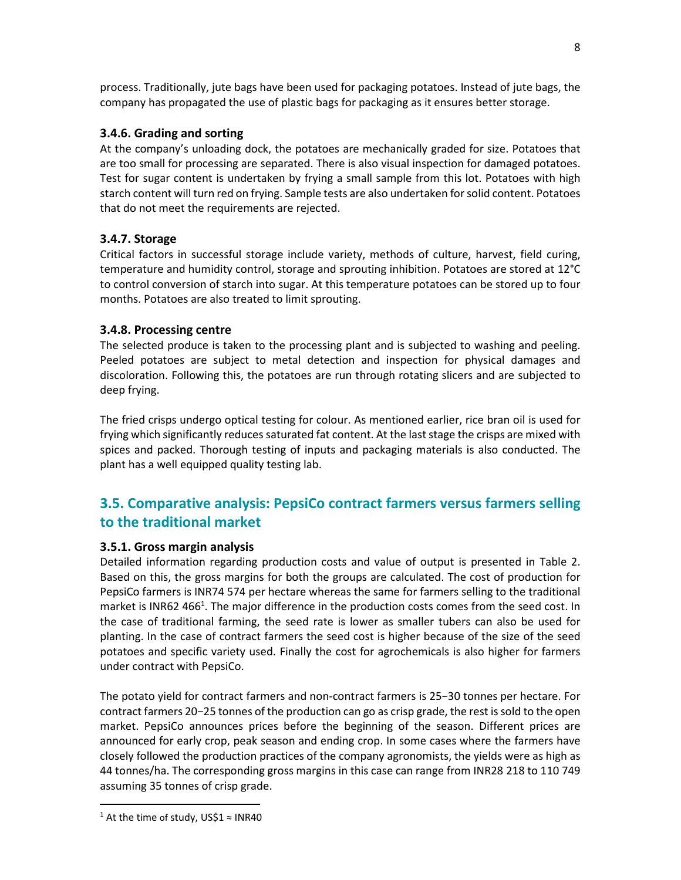process. Traditionally, jute bags have been used for packaging potatoes. Instead of jute bags, the company has propagated the use of plastic bags for packaging as it ensures better storage.

### 3.4.6. Grading and sorting

At the company's unloading dock, the potatoes are mechanically graded for size. Potatoes that are too small for processing are separated. There is also visual inspection for damaged potatoes. Test for sugar content is undertaken by frying a small sample from this lot. Potatoes with high starch content will turn red on frying. Sample tests are also undertaken for solid content. Potatoes that do not meet the requirements are rejected.

### 3.4.7. Storage

Critical factors in successful storage include variety, methods of culture, harvest, field curing, temperature and humidity control, storage and sprouting inhibition. Potatoes are stored at 12°C to control conversion of starch into sugar. At this temperature potatoes can be stored up to four months. Potatoes are also treated to limit sprouting.

### 3.4.8. Processing centre

The selected produce is taken to the processing plant and is subjected to washing and peeling. Peeled potatoes are subject to metal detection and inspection for physical damages and discoloration. Following this, the potatoes are run through rotating slicers and are subjected to deep frying.

The fried crisps undergo optical testing for colour. As mentioned earlier, rice bran oil is used for frying which significantly reduces saturated fat content. At the last stage the crisps are mixed with spices and packed. Thorough testing of inputs and packaging materials is also conducted. The plant has a well equipped quality testing lab.

## 3.5. Comparative analysis: PepsiCo contract farmers versus farmers selling to the traditional market

### 3.5.1. Gross margin analysis

Detailed information regarding production costs and value of output is presented in Table 2. Based on this, the gross margins for both the groups are calculated. The cost of production for PepsiCo farmers is INR74 574 per hectare whereas the same for farmers selling to the traditional market is INR62 466[1]. The major difference in the production costs comes from the seed cost. In the case of traditional farming, the seed rate is lower as smaller tubers can also be used for planting. In the case of contract farmers the seed cost is higher because of the size of the seed potatoes and specific variety used. Finally the cost for agrochemicals is also higher for farmers under contract with PepsiCo.

The potato yield for contract farmers and non-contract farmers is 25−30 tonnes per hectare. For contract farmers 20−25 tonnes of the production can go as crisp grade, the rest is sold to the open market. PepsiCo announces prices before the beginning of the season. Different prices are announced for early crop, peak season and ending crop. In some cases where the farmers have closely followed the production practices of the company agronomists, the yields were as high as 44 tonnes/ha. The corresponding gross margins in this case can range from INR28 218 to 110 749 assuming 35 tonnes of crisp grade.

[1] At the time of study, US$1 ≈ INR40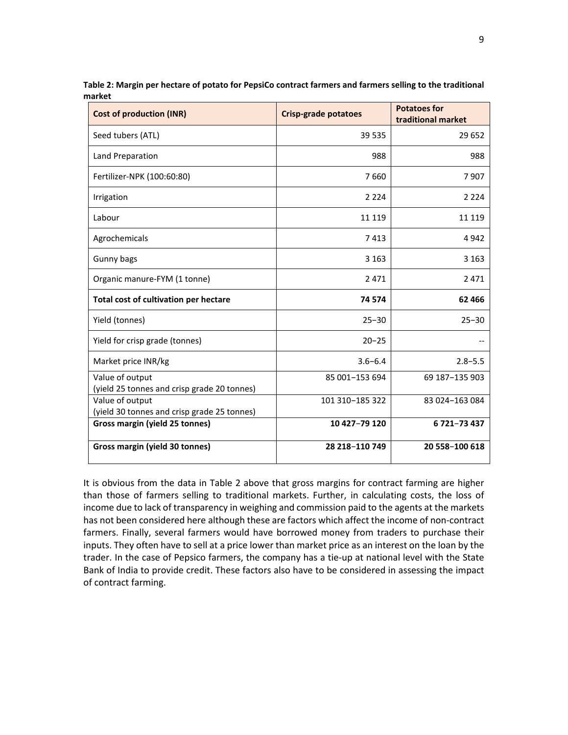**Table 2: Margin per hectare of potato for PepsiCo contract farmers and farmers selling to the traditional market**

| Cost of production (INR) | Crisp-grade potatoes | Potatoes for traditional market |
| --- | --- | --- |
| Seed tubers (ATL) | 39 535 | 29 652 |
| Land Preparation | 988 | 988 |
| Fertilizer-NPK (100:60:80) | 7 660 | 7 907 |
| Irrigation | 2 224 | 2 224 |
| Labour | 11 119 | 11 119 |
| Agrochemicals | 7 413 | 4 942 |
| Gunny bags | 3 163 | 3 163 |
| Organic manure-FYM (1 tonne) | 2 471 | 2 471 |
| **Total cost of cultivation per hectare** | **74 574** | **62 466** |
| Yield (tonnes) | 25–30 | 25–30 |
| Yield for crisp grade (tonnes) | 20–25 | -- |
| Market price INR/kg | 3.6–6.4 | 2.8–5.5 |
| Value of output (yield 25 tonnes and crisp grade 20 tonnes) | 85 001–153 694 | 69 187–135 903 |
| Value of output (yield 30 tonnes and crisp grade 25 tonnes) | 101 310–185 322 | 83 024–163 084 |
| **Gross margin (yield 25 tonnes)** | **10 427–79 120** | **6 721–73 437** |
| **Gross margin (yield 30 tonnes)** | **28 218–110 749** | **20 558–100 618** |

It is obvious from the data in Table 2 above that gross margins for contract farming are higher than those of farmers selling to traditional markets. Further, in calculating costs, the loss of income due to lack of transparency in weighing and commission paid to the agents at the markets has not been considered here although these are factors which affect the income of non-contract farmers. Finally, several farmers would have borrowed money from traders to purchase their inputs. They often have to sell at a price lower than market price as an interest on the loan by the trader. In the case of Pepsico farmers, the company has a tie-up at national level with the State Bank of India to provide credit. These factors also have to be considered in assessing the impact of contract farming.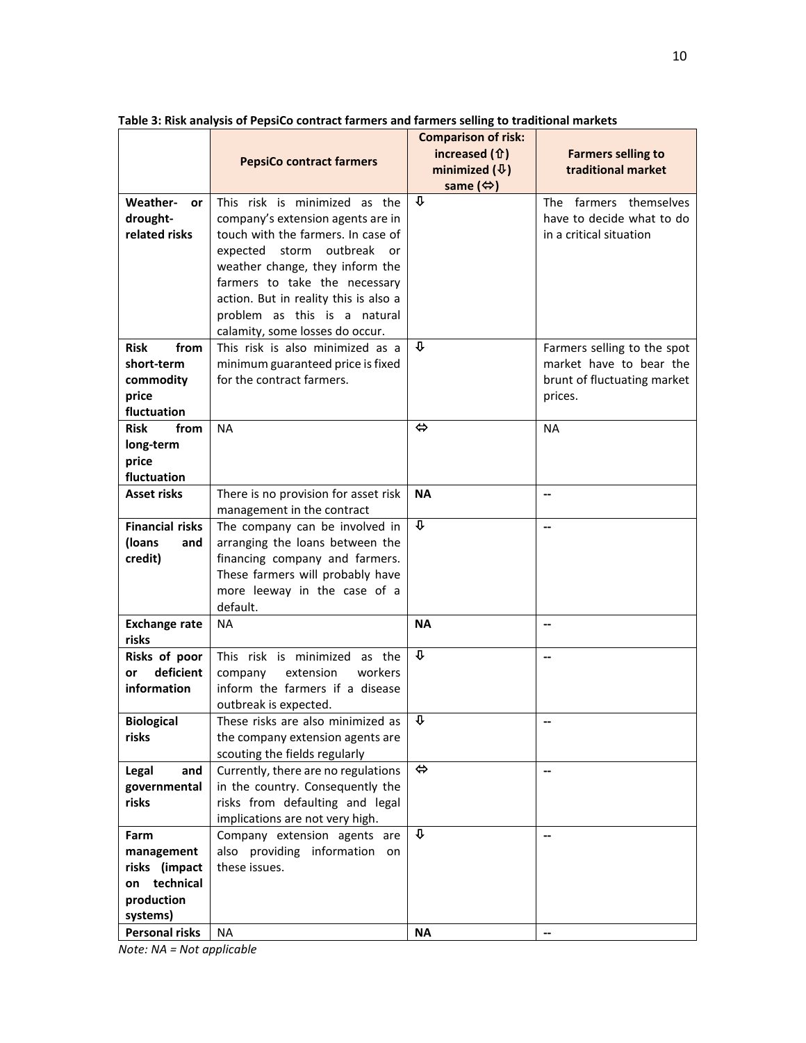**Table 3: Risk analysis of PepsiCo contract farmers and farmers selling to traditional markets**

| | PepsiCo contract farmers | Comparison of risk: increased (⇧) minimized (⇩) same (⬄) | Farmers selling to traditional market |
|---|---|---|---|
| **Weather- or drought-related risks** | This risk is minimized as the company's extension agents are in touch with the farmers. In case of expected storm outbreak or weather change, they inform the farmers to take the necessary action. But in reality this is also a problem as this is a natural calamity, some losses do occur. | ⇩ | The farmers themselves have to decide what to do in a critical situation |
| **Risk from short-term commodity price fluctuation** | This risk is also minimized as a minimum guaranteed price is fixed for the contract farmers. | ⇩ | Farmers selling to the spot market have to bear the brunt of fluctuating market prices. |
| **Risk from long-term price fluctuation** | NA | ⬄ | NA |
| **Asset risks** | There is no provision for asset risk management in the contract | **NA** | -- |
| **Financial risks (loans and credit)** | The company can be involved in arranging the loans between the financing company and farmers. These farmers will probably have more leeway in the case of a default. | ⇩ | -- |
| **Exchange rate risks** | NA | **NA** | -- |
| **Risks of poor or deficient information** | This risk is minimized as the company extension workers inform the farmers if a disease outbreak is expected. | ⇩ | -- |
| **Biological risks** | These risks are also minimized as the company extension agents are scouting the fields regularly | ⇩ | -- |
| **Legal and governmental risks** | Currently, there are no regulations in the country. Consequently the risks from defaulting and legal implications are not very high. | ⬄ | -- |
| **Farm management risks (impact on technical production systems)** | Company extension agents are also providing information on these issues. | ⇩ | -- |
| **Personal risks** | NA | **NA** | -- |

*Note: NA = Not applicable*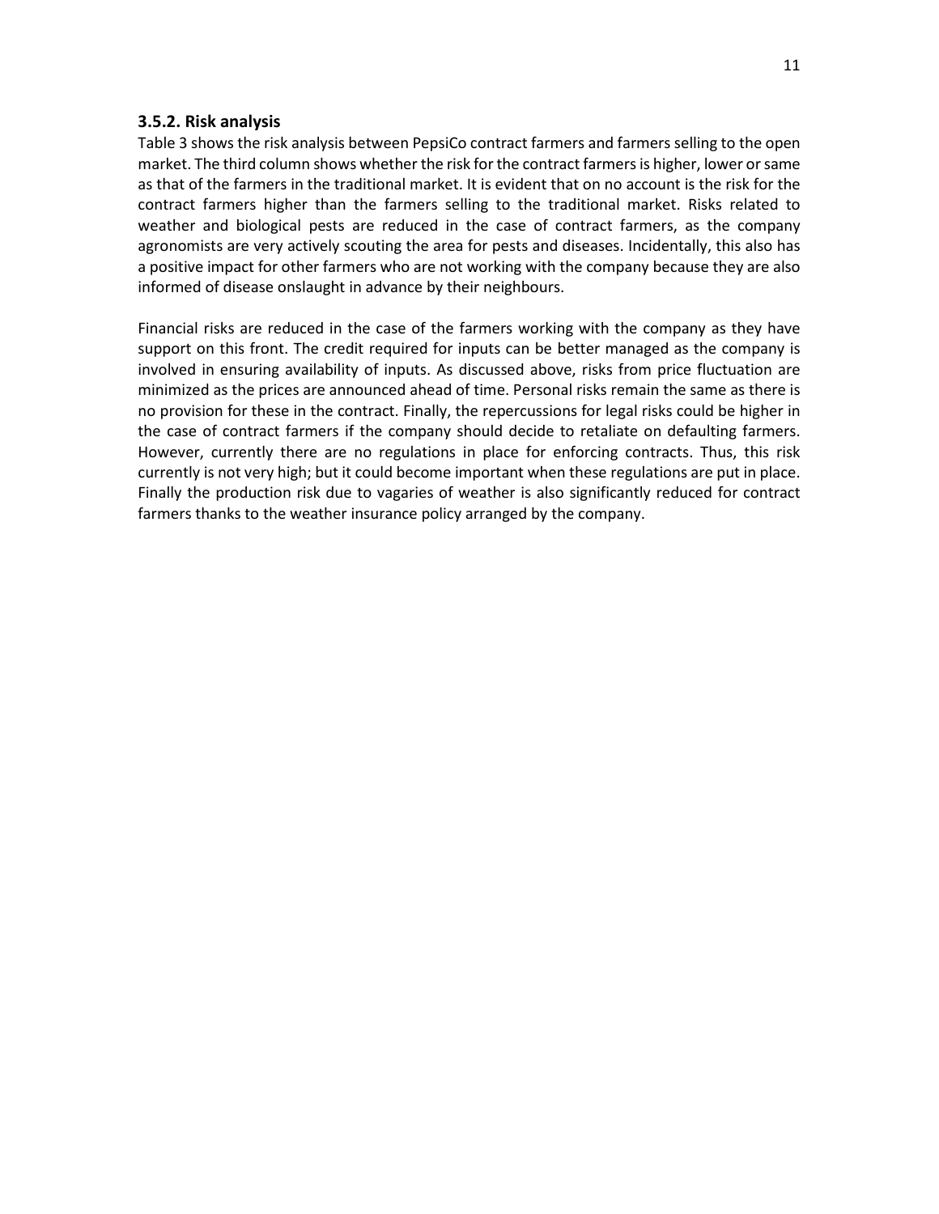### 3.5.2. Risk analysis

Table 3 shows the risk analysis between PepsiCo contract farmers and farmers selling to the open market. The third column shows whether the risk for the contract farmers is higher, lower or same as that of the farmers in the traditional market. It is evident that on no account is the risk for the contract farmers higher than the farmers selling to the traditional market. Risks related to weather and biological pests are reduced in the case of contract farmers, as the company agronomists are very actively scouting the area for pests and diseases. Incidentally, this also has a positive impact for other farmers who are not working with the company because they are also informed of disease onslaught in advance by their neighbours.

Financial risks are reduced in the case of the farmers working with the company as they have support on this front. The credit required for inputs can be better managed as the company is involved in ensuring availability of inputs. As discussed above, risks from price fluctuation are minimized as the prices are announced ahead of time. Personal risks remain the same as there is no provision for these in the contract. Finally, the repercussions for legal risks could be higher in the case of contract farmers if the company should decide to retaliate on defaulting farmers. However, currently there are no regulations in place for enforcing contracts. Thus, this risk currently is not very high; but it could become important when these regulations are put in place. Finally the production risk due to vagaries of weather is also significantly reduced for contract farmers thanks to the weather insurance policy arranged by the company.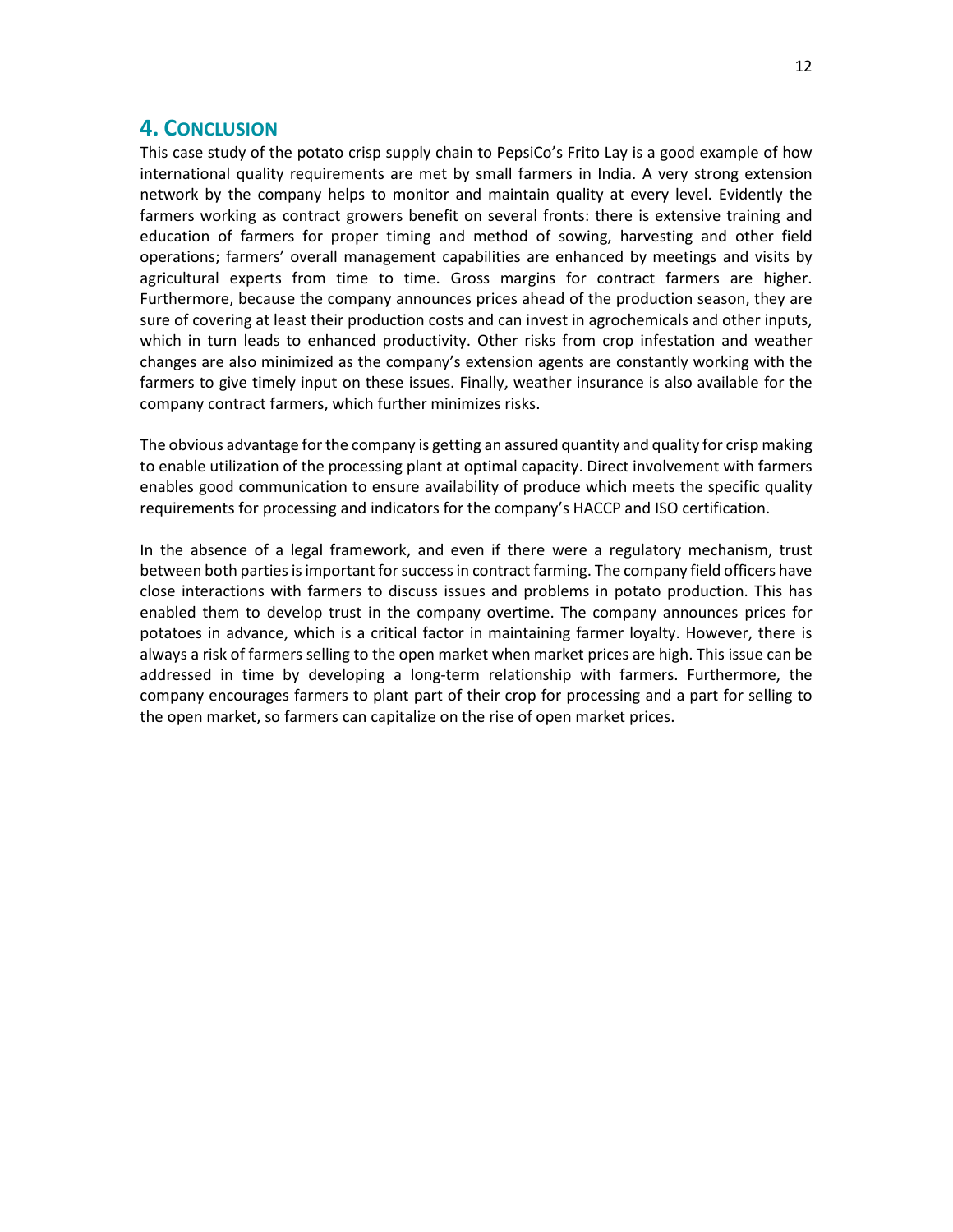## 4. CONCLUSION

This case study of the potato crisp supply chain to PepsiCo's Frito Lay is a good example of how international quality requirements are met by small farmers in India. A very strong extension network by the company helps to monitor and maintain quality at every level. Evidently the farmers working as contract growers benefit on several fronts: there is extensive training and education of farmers for proper timing and method of sowing, harvesting and other field operations; farmers' overall management capabilities are enhanced by meetings and visits by agricultural experts from time to time. Gross margins for contract farmers are higher. Furthermore, because the company announces prices ahead of the production season, they are sure of covering at least their production costs and can invest in agrochemicals and other inputs, which in turn leads to enhanced productivity. Other risks from crop infestation and weather changes are also minimized as the company's extension agents are constantly working with the farmers to give timely input on these issues. Finally, weather insurance is also available for the company contract farmers, which further minimizes risks.

The obvious advantage for the company is getting an assured quantity and quality for crisp making to enable utilization of the processing plant at optimal capacity. Direct involvement with farmers enables good communication to ensure availability of produce which meets the specific quality requirements for processing and indicators for the company's HACCP and ISO certification.

In the absence of a legal framework, and even if there were a regulatory mechanism, trust between both parties is important for success in contract farming. The company field officers have close interactions with farmers to discuss issues and problems in potato production. This has enabled them to develop trust in the company overtime. The company announces prices for potatoes in advance, which is a critical factor in maintaining farmer loyalty. However, there is always a risk of farmers selling to the open market when market prices are high. This issue can be addressed in time by developing a long-term relationship with farmers. Furthermore, the company encourages farmers to plant part of their crop for processing and a part for selling to the open market, so farmers can capitalize on the rise of open market prices.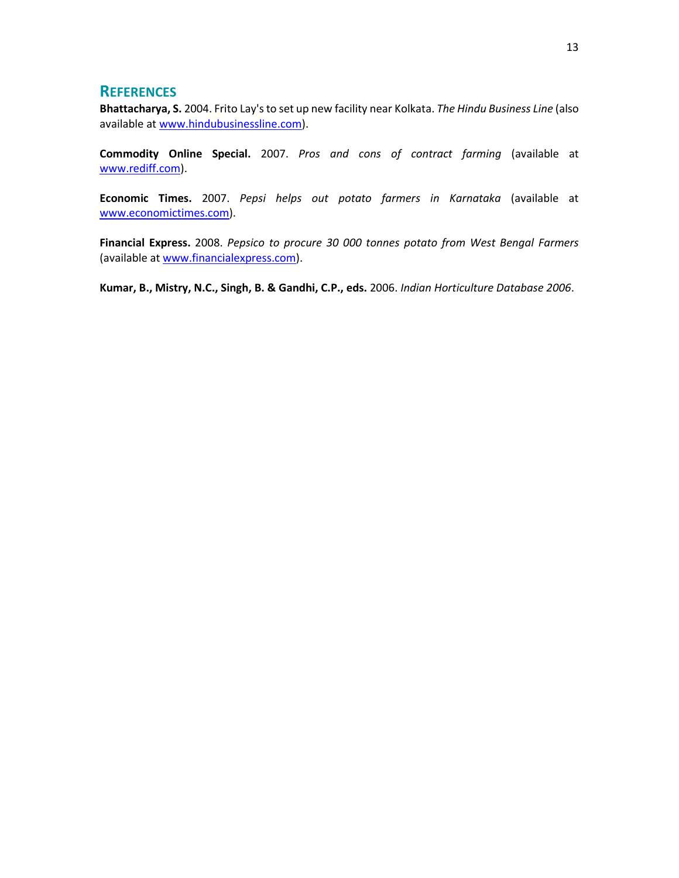## REFERENCES

**Bhattacharya, S.** 2004. Frito Lay's to set up new facility near Kolkata. *The Hindu Business Line* (also available at www.hindubusinessline.com).

**Commodity Online Special.** 2007. *Pros and cons of contract farming* (available at www.rediff.com).

**Economic Times.** 2007. *Pepsi helps out potato farmers in Karnataka* (available at www.economictimes.com).

**Financial Express.** 2008. *Pepsico to procure 30 000 tonnes potato from West Bengal Farmers* (available at www.financialexpress.com).

**Kumar, B., Mistry, N.C., Singh, B. & Gandhi, C.P., eds.** 2006. *Indian Horticulture Database 2006*.